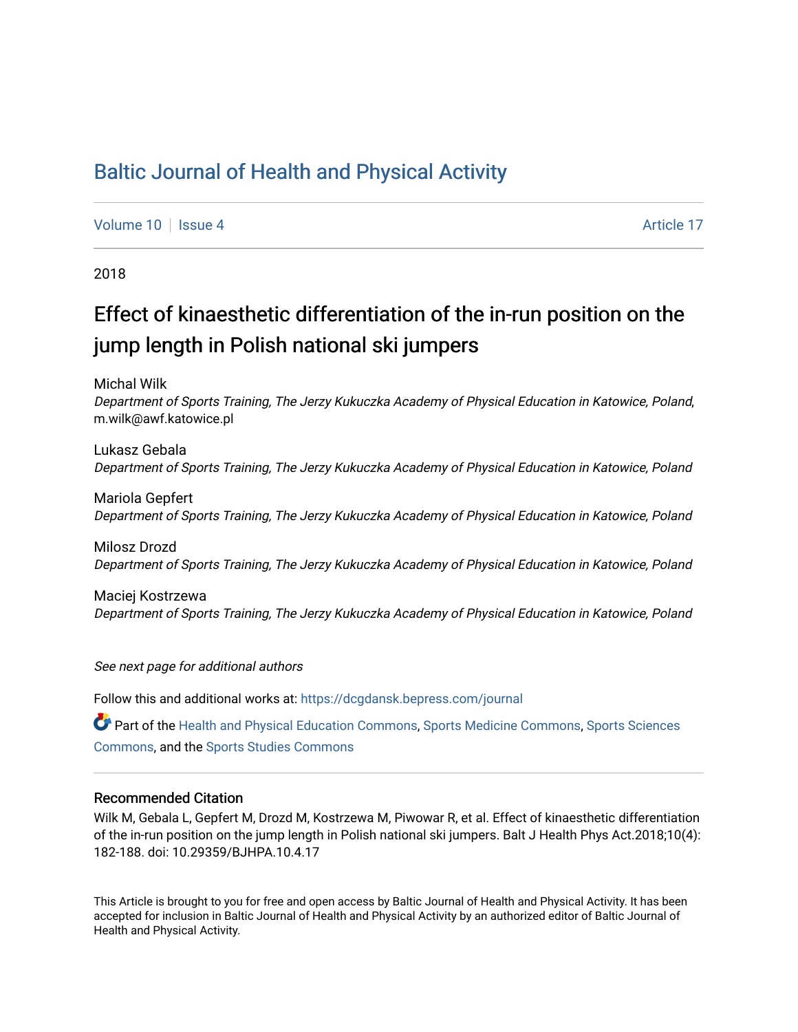# Baltic Journal of Health and Physical Activity

Volume 10 | Issue 4 Article 17

2018

## Effect of kinaesthetic differentiation of the in-run position on the jump length in Polish national ski jumpers

Michal Wilk
*Department of Sports Training, The Jerzy Kukuczka Academy of Physical Education in Katowice, Poland*, m.wilk@awf.katowice.pl

Lukasz Gebala
*Department of Sports Training, The Jerzy Kukuczka Academy of Physical Education in Katowice, Poland*

Mariola Gepfert
*Department of Sports Training, The Jerzy Kukuczka Academy of Physical Education in Katowice, Poland*

Milosz Drozd
*Department of Sports Training, The Jerzy Kukuczka Academy of Physical Education in Katowice, Poland*

Maciej Kostrzewa
*Department of Sports Training, The Jerzy Kukuczka Academy of Physical Education in Katowice, Poland*

*See next page for additional authors*

Follow this and additional works at: https://dcgdansk.bepress.com/journal

Part of the Health and Physical Education Commons, Sports Medicine Commons, Sports Sciences Commons, and the Sports Studies Commons

### Recommended Citation

Wilk M, Gebala L, Gepfert M, Drozd M, Kostrzewa M, Piwowar R, et al. Effect of kinaesthetic differentiation of the in-run position on the jump length in Polish national ski jumpers. Balt J Health Phys Act.2018;10(4): 182-188. doi: 10.29359/BJHPA.10.4.17

This Article is brought to you for free and open access by Baltic Journal of Health and Physical Activity. It has been accepted for inclusion in Baltic Journal of Health and Physical Activity by an authorized editor of Baltic Journal of Health and Physical Activity.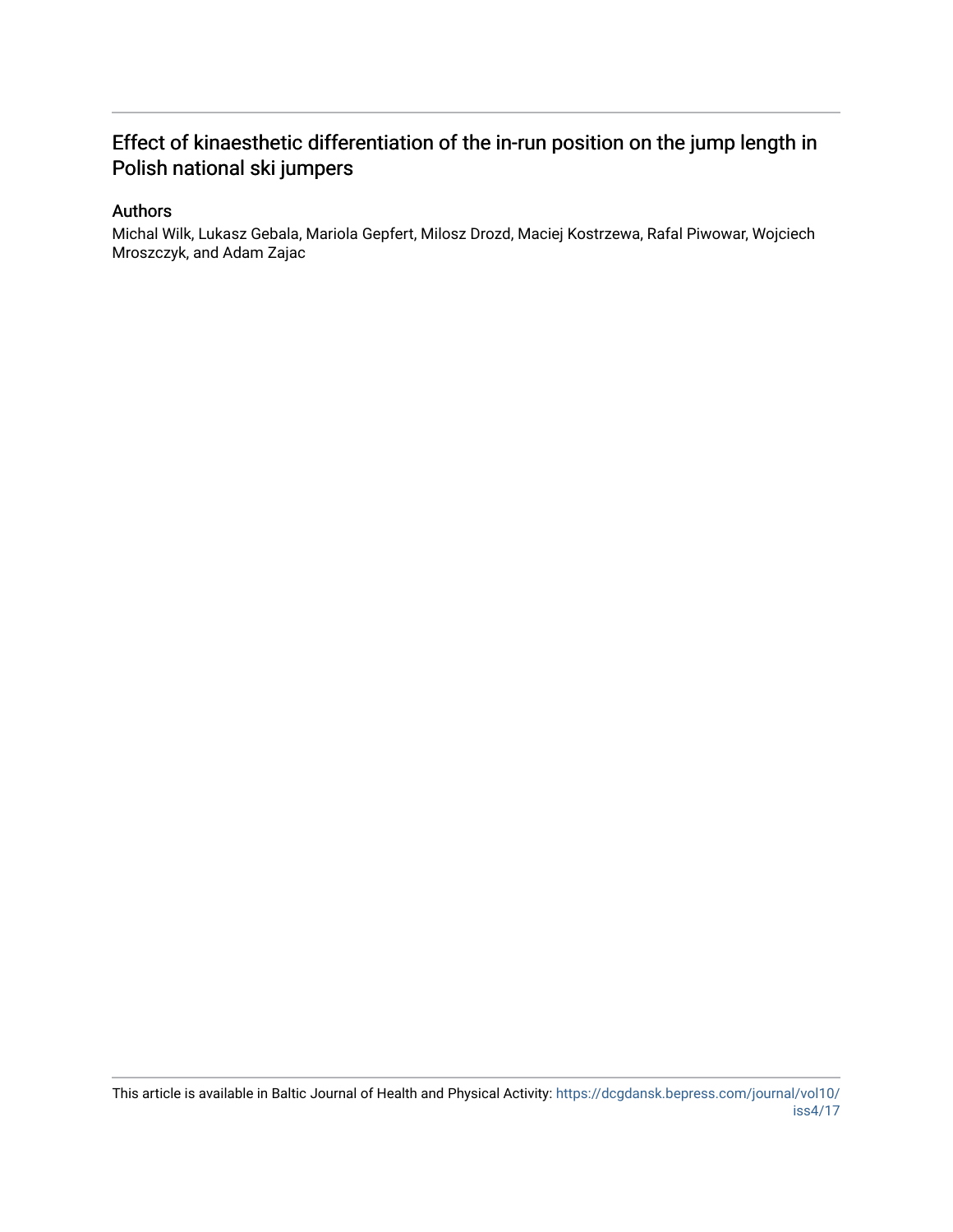# Effect of kinaesthetic differentiation of the in-run position on the jump length in Polish national ski jumpers

## Authors

Michal Wilk, Lukasz Gebala, Mariola Gepfert, Milosz Drozd, Maciej Kostrzewa, Rafal Piwowar, Wojciech Mroszczyk, and Adam Zajac

This article is available in Baltic Journal of Health and Physical Activity: https://dcgdansk.bepress.com/journal/vol10/iss4/17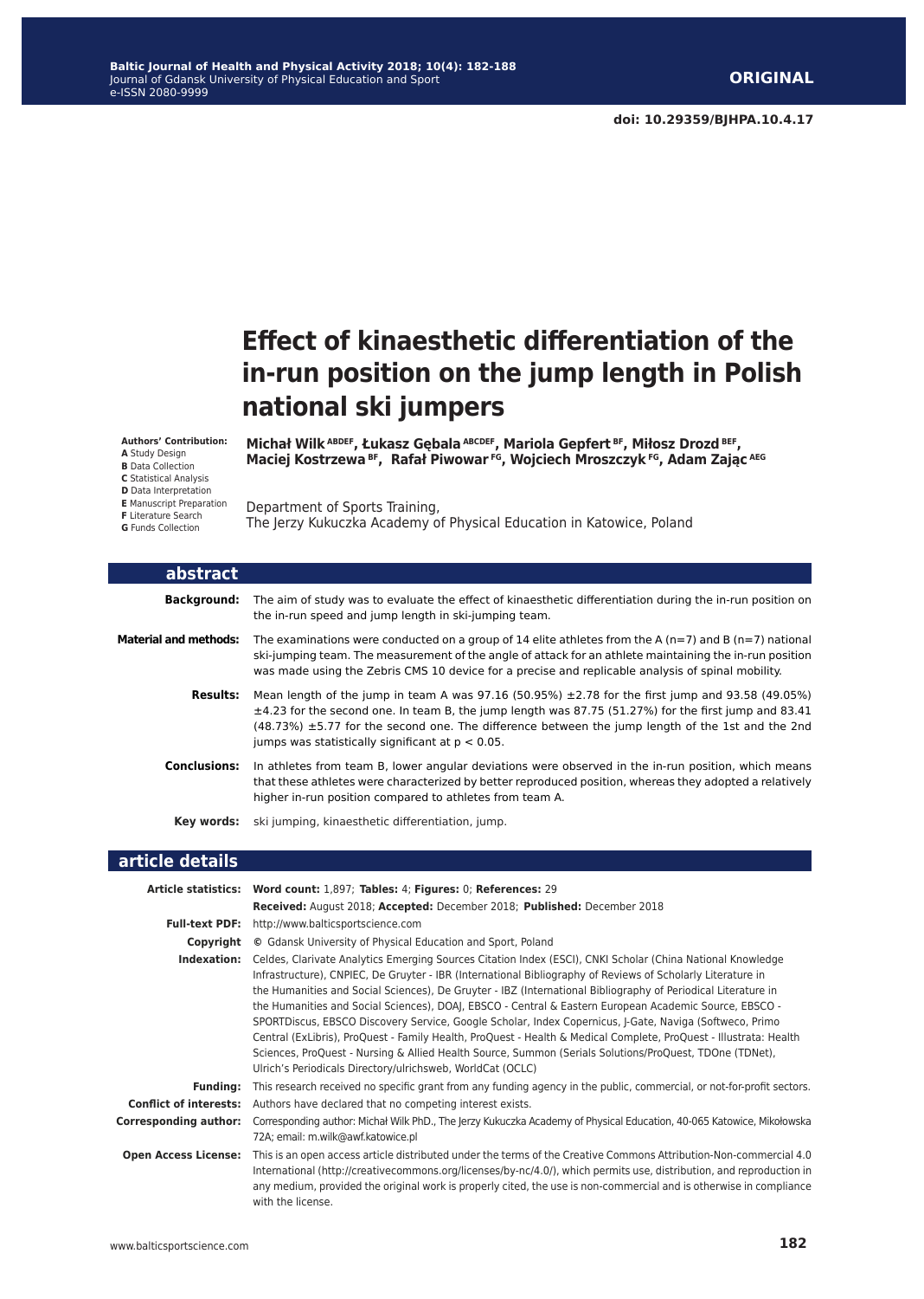**ORIGINAL**

**doi: 10.29359/BJHPA.10.4.17**

# Effect of kinaesthetic differentiation of the in-run position on the jump length in Polish national ski jumpers

**Authors' Contribution:**
**A** Study Design
**B** Data Collection
**C** Statistical Analysis
**D** Data Interpretation
**E** Manuscript Preparation
**F** Literature Search
**G** Funds Collection

**Michał Wilk [ABDEF], Łukasz Gębala [ABCDEF], Mariola Gepfert [BF], Miłosz Drozd [BEF], Maciej Kostrzewa [BF], Rafał Piwowar [FG], Wojciech Mroszczyk [FG], Adam Zając [AEG]**

Department of Sports Training,
The Jerzy Kukuczka Academy of Physical Education in Katowice, Poland

## abstract

**Background:** The aim of study was to evaluate the effect of kinaesthetic differentiation during the in-run position on the in-run speed and jump length in ski-jumping team.

**Material and methods:** The examinations were conducted on a group of 14 elite athletes from the A (n=7) and B (n=7) national ski-jumping team. The measurement of the angle of attack for an athlete maintaining the in-run position was made using the Zebris CMS 10 device for a precise and replicable analysis of spinal mobility.

**Results:** Mean length of the jump in team A was 97.16 (50.95%) ±2.78 for the first jump and 93.58 (49.05%) ±4.23 for the second one. In team B, the jump length was 87.75 (51.27%) for the first jump and 83.41 (48.73%) ±5.77 for the second one. The difference between the jump length of the 1st and the 2nd jumps was statistically significant at $p < 0.05$.

**Conclusions:** In athletes from team B, lower angular deviations were observed in the in-run position, which means that these athletes were characterized by better reproduced position, whereas they adopted a relatively higher in-run position compared to athletes from team A.

**Key words:** ski jumping, kinaesthetic differentiation, jump.

## article details

**Article statistics:** **Word count:** 1,897; **Tables:** 4; **Figures:** 0; **References:** 29
**Received:** August 2018; **Accepted:** December 2018; **Published:** December 2018

**Full-text PDF:** http://www.balticsportscience.com

**Copyright** © Gdansk University of Physical Education and Sport, Poland

**Indexation:** Celdes, Clarivate Analytics Emerging Sources Citation Index (ESCI), CNKI Scholar (China National Knowledge Infrastructure), CNPIEC, De Gruyter - IBR (International Bibliography of Reviews of Scholarly Literature in the Humanities and Social Sciences), De Gruyter - IBZ (International Bibliography of Periodical Literature in the Humanities and Social Sciences), DOAJ, EBSCO - Central & Eastern European Academic Source, EBSCO - SPORTDiscus, EBSCO Discovery Service, Google Scholar, Index Copernicus, J-Gate, Naviga (Softweco, Primo Central (ExLibris), ProQuest - Family Health, ProQuest - Health & Medical Complete, ProQuest - Illustrata: Health Sciences, ProQuest - Nursing & Allied Health Source, Summon (Serials Solutions/ProQuest, TDOne (TDNet), Ulrich's Periodicals Directory/ulrichsweb, WorldCat (OCLC)

**Funding:** This research received no specific grant from any funding agency in the public, commercial, or not-for-profit sectors.

**Conflict of interests:** Authors have declared that no competing interest exists.

**Corresponding author:** Corresponding author: Michał Wilk PhD., The Jerzy Kukuczka Academy of Physical Education, 40-065 Katowice, Mikołowska 72A; email: m.wilk@awf.katowice.pl

**Open Access License:** This is an open access article distributed under the terms of the Creative Commons Attribution-Non-commercial 4.0 International (http://creativecommons.org/licenses/by-nc/4.0/), which permits use, distribution, and reproduction in any medium, provided the original work is properly cited, the use is non-commercial and is otherwise in compliance with the license.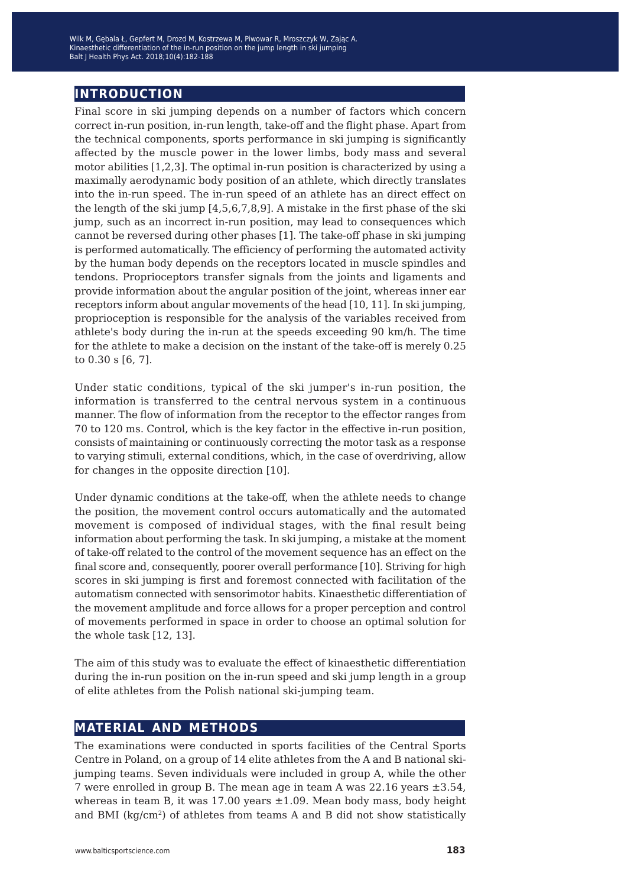## INTRODUCTION

Final score in ski jumping depends on a number of factors which concern correct in-run position, in-run length, take-off and the flight phase. Apart from the technical components, sports performance in ski jumping is significantly affected by the muscle power in the lower limbs, body mass and several motor abilities [1,2,3]. The optimal in-run position is characterized by using a maximally aerodynamic body position of an athlete, which directly translates into the in-run speed. The in-run speed of an athlete has an direct effect on the length of the ski jump [4,5,6,7,8,9]. A mistake in the first phase of the ski jump, such as an incorrect in-run position, may lead to consequences which cannot be reversed during other phases [1]. The take-off phase in ski jumping is performed automatically. The efficiency of performing the automated activity by the human body depends on the receptors located in muscle spindles and tendons. Proprioceptors transfer signals from the joints and ligaments and provide information about the angular position of the joint, whereas inner ear receptors inform about angular movements of the head [10, 11]. In ski jumping, proprioception is responsible for the analysis of the variables received from athlete's body during the in-run at the speeds exceeding 90 km/h. The time for the athlete to make a decision on the instant of the take-off is merely 0.25 to 0.30 s [6, 7].

Under static conditions, typical of the ski jumper's in-run position, the information is transferred to the central nervous system in a continuous manner. The flow of information from the receptor to the effector ranges from 70 to 120 ms. Control, which is the key factor in the effective in-run position, consists of maintaining or continuously correcting the motor task as a response to varying stimuli, external conditions, which, in the case of overdriving, allow for changes in the opposite direction [10].

Under dynamic conditions at the take-off, when the athlete needs to change the position, the movement control occurs automatically and the automated movement is composed of individual stages, with the final result being information about performing the task. In ski jumping, a mistake at the moment of take-off related to the control of the movement sequence has an effect on the final score and, consequently, poorer overall performance [10]. Striving for high scores in ski jumping is first and foremost connected with facilitation of the automatism connected with sensorimotor habits. Kinaesthetic differentiation of the movement amplitude and force allows for a proper perception and control of movements performed in space in order to choose an optimal solution for the whole task [12, 13].

The aim of this study was to evaluate the effect of kinaesthetic differentiation during the in-run position on the in-run speed and ski jump length in a group of elite athletes from the Polish national ski-jumping team.

## MATERIAL AND METHODS

The examinations were conducted in sports facilities of the Central Sports Centre in Poland, on a group of 14 elite athletes from the A and B national ski-jumping teams. Seven individuals were included in group A, while the other 7 were enrolled in group B. The mean age in team A was 22.16 years ±3.54, whereas in team B, it was 17.00 years ±1.09. Mean body mass, body height and BMI (kg/cm$^2$) of athletes from teams A and B did not show statistically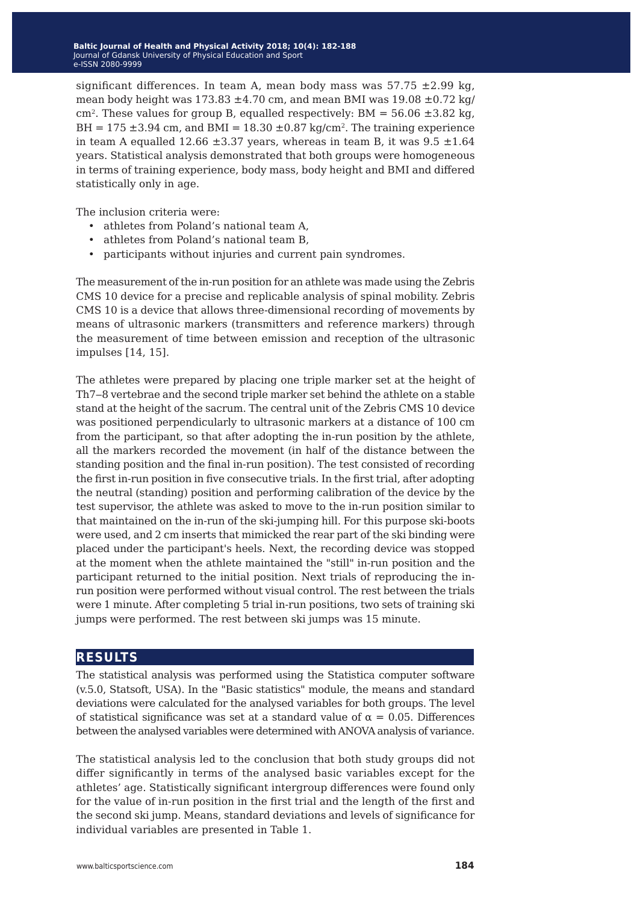significant differences. In team A, mean body mass was 57.75 ±2.99 kg, mean body height was 173.83 ±4.70 cm, and mean BMI was 19.08 ±0.72 kg/cm$^2$. These values for group B, equalled respectively: BM = 56.06 ±3.82 kg, BH = 175 ±3.94 cm, and BMI = 18.30 ±0.87 kg/cm$^2$. The training experience in team A equalled 12.66 ±3.37 years, whereas in team B, it was 9.5 ±1.64 years. Statistical analysis demonstrated that both groups were homogeneous in terms of training experience, body mass, body height and BMI and differed statistically only in age.

The inclusion criteria were:

- athletes from Poland's national team A,
- athletes from Poland's national team B,
- participants without injuries and current pain syndromes.

The measurement of the in-run position for an athlete was made using the Zebris CMS 10 device for a precise and replicable analysis of spinal mobility. Zebris CMS 10 is a device that allows three-dimensional recording of movements by means of ultrasonic markers (transmitters and reference markers) through the measurement of time between emission and reception of the ultrasonic impulses [14, 15].

The athletes were prepared by placing one triple marker set at the height of Th7–8 vertebrae and the second triple marker set behind the athlete on a stable stand at the height of the sacrum. The central unit of the Zebris CMS 10 device was positioned perpendicularly to ultrasonic markers at a distance of 100 cm from the participant, so that after adopting the in-run position by the athlete, all the markers recorded the movement (in half of the distance between the standing position and the final in-run position). The test consisted of recording the first in-run position in five consecutive trials. In the first trial, after adopting the neutral (standing) position and performing calibration of the device by the test supervisor, the athlete was asked to move to the in-run position similar to that maintained on the in-run of the ski-jumping hill. For this purpose ski-boots were used, and 2 cm inserts that mimicked the rear part of the ski binding were placed under the participant's heels. Next, the recording device was stopped at the moment when the athlete maintained the "still" in-run position and the participant returned to the initial position. Next trials of reproducing the in-run position were performed without visual control. The rest between the trials were 1 minute. After completing 5 trial in-run positions, two sets of training ski jumps were performed. The rest between ski jumps was 15 minute.

## RESULTS

The statistical analysis was performed using the Statistica computer software (v.5.0, Statsoft, USA). In the "Basic statistics" module, the means and standard deviations were calculated for the analysed variables for both groups. The level of statistical significance was set at a standard value of $\alpha = 0.05$. Differences between the analysed variables were determined with ANOVA analysis of variance.

The statistical analysis led to the conclusion that both study groups did not differ significantly in terms of the analysed basic variables except for the athletes' age. Statistically significant intergroup differences were found only for the value of in-run position in the first trial and the length of the first and the second ski jump. Means, standard deviations and levels of significance for individual variables are presented in Table 1.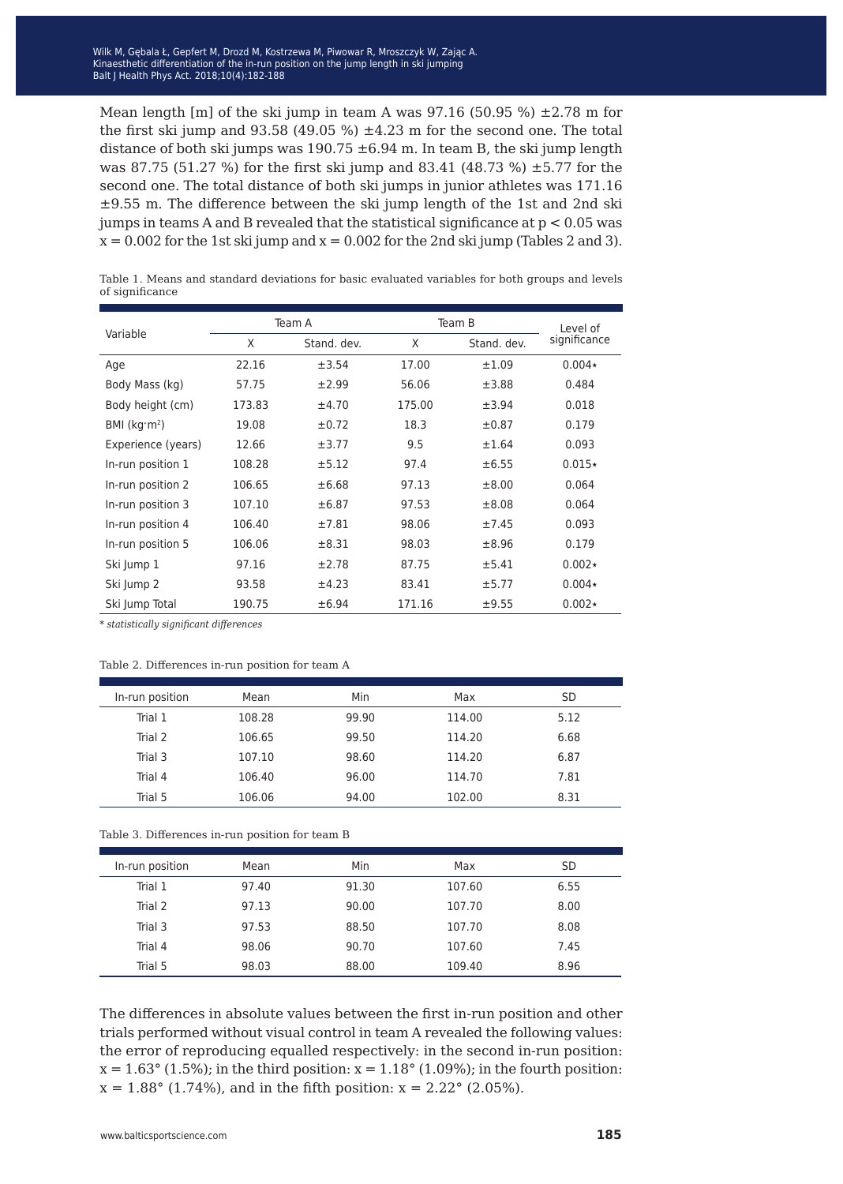Mean length [m] of the ski jump in team A was 97.16 (50.95 %) ±2.78 m for the first ski jump and 93.58 (49.05 %) ±4.23 m for the second one. The total distance of both ski jumps was 190.75 ±6.94 m. In team B, the ski jump length was 87.75 (51.27 %) for the first ski jump and 83.41 (48.73 %) ±5.77 for the second one. The total distance of both ski jumps in junior athletes was 171.16 ±9.55 m. The difference between the ski jump length of the 1st and 2nd ski jumps in teams A and B revealed that the statistical significance at $p < 0.05$ was $x = 0.002$ for the 1st ski jump and $x = 0.002$ for the 2nd ski jump (Tables 2 and 3).

Table 1. Means and standard deviations for basic evaluated variables for both groups and levels of significance

| Variable | Team A | | Team B | | Level of significance |
|---|---|---|---|---|---|
| | X | Stand. dev. | X | Stand. dev. | |
| Age | 22.16 | ±3.54 | 17.00 | ±1.09 | 0.004* |
| Body Mass (kg) | 57.75 | ±2.99 | 56.06 | ±3.88 | 0.484 |
| Body height (cm) | 173.83 | ±4.70 | 175.00 | ±3.94 | 0.018 |
| BMI ($kg{\cdot}m^2$) | 19.08 | ±0.72 | 18.3 | ±0.87 | 0.179 |
| Experience (years) | 12.66 | ±3.77 | 9.5 | ±1.64 | 0.093 |
| In-run position 1 | 108.28 | ±5.12 | 97.4 | ±6.55 | 0.015* |
| In-run position 2 | 106.65 | ±6.68 | 97.13 | ±8.00 | 0.064 |
| In-run position 3 | 107.10 | ±6.87 | 97.53 | ±8.08 | 0.064 |
| In-run position 4 | 106.40 | ±7.81 | 98.06 | ±7.45 | 0.093 |
| In-run position 5 | 106.06 | ±8.31 | 98.03 | ±8.96 | 0.179 |
| Ski Jump 1 | 97.16 | ±2.78 | 87.75 | ±5.41 | 0.002* |
| Ski Jump 2 | 93.58 | ±4.23 | 83.41 | ±5.77 | 0.004* |
| Ski Jump Total | 190.75 | ±6.94 | 171.16 | ±9.55 | 0.002* |

* *statistically significant differences*

Table 2. Differences in-run position for team A

| In-run position | Mean | Min | Max | SD |
|---|---|---|---|---|
| Trial 1 | 108.28 | 99.90 | 114.00 | 5.12 |
| Trial 2 | 106.65 | 99.50 | 114.20 | 6.68 |
| Trial 3 | 107.10 | 98.60 | 114.20 | 6.87 |
| Trial 4 | 106.40 | 96.00 | 114.70 | 7.81 |
| Trial 5 | 106.06 | 94.00 | 102.00 | 8.31 |

Table 3. Differences in-run position for team B

| In-run position | Mean | Min | Max | SD |
|---|---|---|---|---|
| Trial 1 | 97.40 | 91.30 | 107.60 | 6.55 |
| Trial 2 | 97.13 | 90.00 | 107.70 | 8.00 |
| Trial 3 | 97.53 | 88.50 | 107.70 | 8.08 |
| Trial 4 | 98.06 | 90.70 | 107.60 | 7.45 |
| Trial 5 | 98.03 | 88.00 | 109.40 | 8.96 |

The differences in absolute values between the first in-run position and other trials performed without visual control in team A revealed the following values: the error of reproducing equalled respectively: in the second in-run position: $x = 1.63°$ (1.5%); in the third position: $x = 1.18°$ (1.09%); in the fourth position: $x = 1.88°$ (1.74%), and in the fifth position: $x = 2.22°$ (2.05%).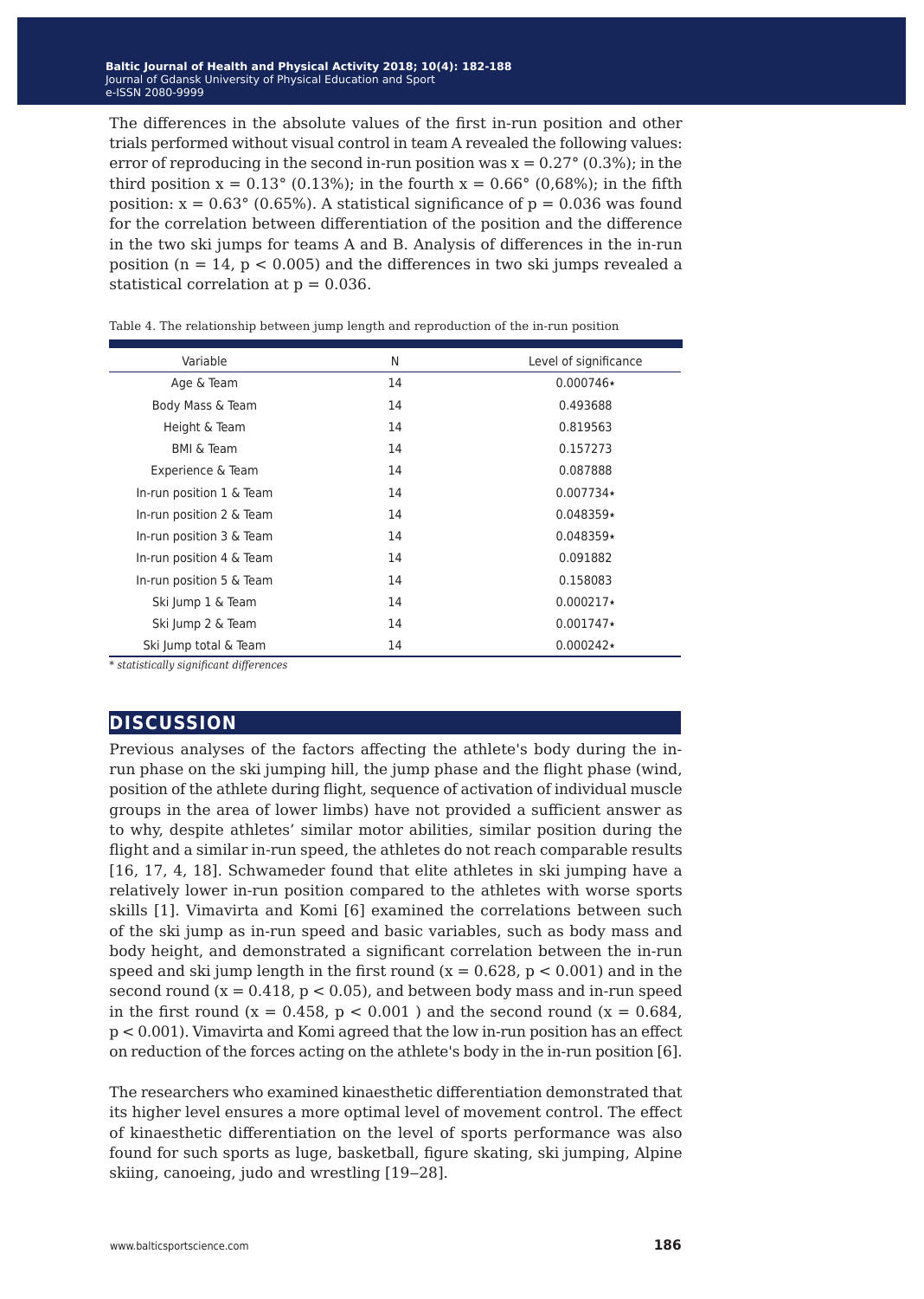The differences in the absolute values of the first in-run position and other trials performed without visual control in team A revealed the following values: error of reproducing in the second in-run position was $x = 0.27°$ (0.3%); in the third position $x = 0.13°$ (0.13%); in the fourth $x = 0.66°$ (0,68%); in the fifth position: $x = 0.63°$ (0.65%). A statistical significance of $p = 0.036$ was found for the correlation between differentiation of the position and the difference in the two ski jumps for teams A and B. Analysis of differences in the in-run position ($n = 14$, $p < 0.005$) and the differences in two ski jumps revealed a statistical correlation at $p = 0.036$.

Table 4. The relationship between jump length and reproduction of the in-run position

| Variable | N | Level of significance |
|---|---|---|
| Age & Team | 14 | 0.000746* |
| Body Mass & Team | 14 | 0.493688 |
| Height & Team | 14 | 0.819563 |
| BMI & Team | 14 | 0.157273 |
| Experience & Team | 14 | 0.087888 |
| In-run position 1 & Team | 14 | 0.007734* |
| In-run position 2 & Team | 14 | 0.048359* |
| In-run position 3 & Team | 14 | 0.048359* |
| In-run position 4 & Team | 14 | 0.091882 |
| In-run position 5 & Team | 14 | 0.158083 |
| Ski Jump 1 & Team | 14 | 0.000217* |
| Ski Jump 2 & Team | 14 | 0.001747* |
| Ski Jump total & Team | 14 | 0.000242* |

*\* statistically significant differences*

## DISCUSSION

Previous analyses of the factors affecting the athlete's body during the in-run phase on the ski jumping hill, the jump phase and the flight phase (wind, position of the athlete during flight, sequence of activation of individual muscle groups in the area of lower limbs) have not provided a sufficient answer as to why, despite athletes' similar motor abilities, similar position during the flight and a similar in-run speed, the athletes do not reach comparable results [16, 17, 4, 18]. Schwameder found that elite athletes in ski jumping have a relatively lower in-run position compared to the athletes with worse sports skills [1]. Vimavirta and Komi [6] examined the correlations between such of the ski jump as in-run speed and basic variables, such as body mass and body height, and demonstrated a significant correlation between the in-run speed and ski jump length in the first round ($x = 0.628$, $p < 0.001$) and in the second round ($x = 0.418$, $p < 0.05$), and between body mass and in-run speed in the first round ($x = 0.458$, $p < 0.001$ ) and the second round ($x = 0.684$, $p < 0.001$). Vimavirta and Komi agreed that the low in-run position has an effect on reduction of the forces acting on the athlete's body in the in-run position [6].

The researchers who examined kinaesthetic differentiation demonstrated that its higher level ensures a more optimal level of movement control. The effect of kinaesthetic differentiation on the level of sports performance was also found for such sports as luge, basketball, figure skating, ski jumping, Alpine skiing, canoeing, judo and wrestling [19–28].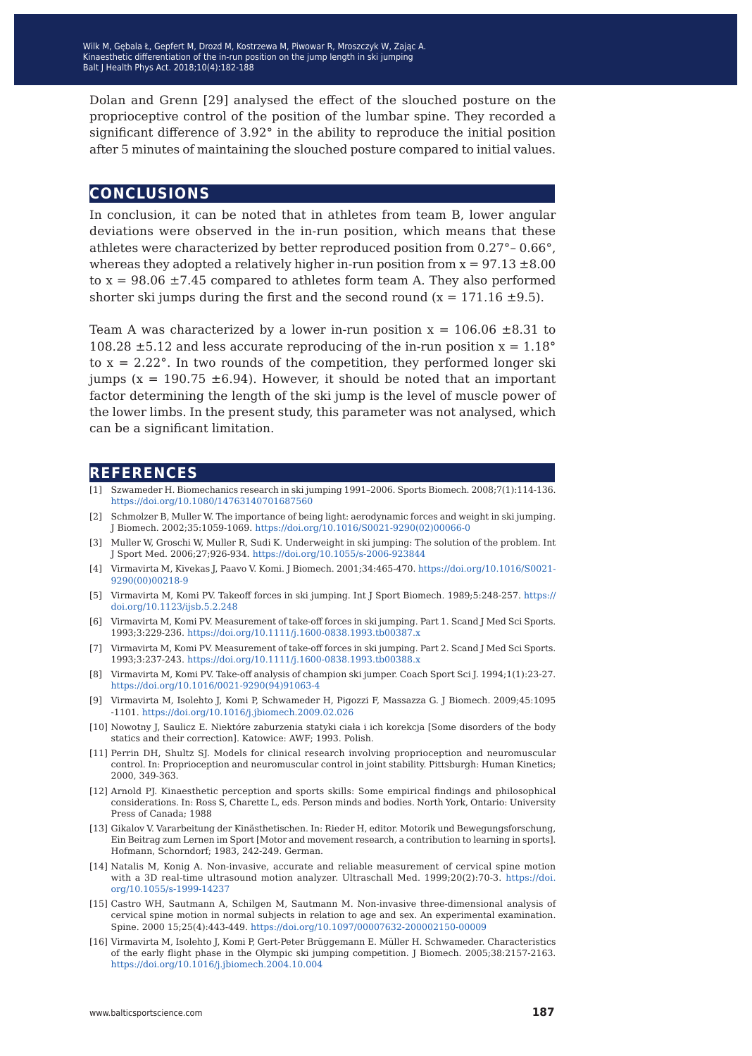Dolan and Grenn [29] analysed the effect of the slouched posture on the proprioceptive control of the position of the lumbar spine. They recorded a significant difference of 3.92° in the ability to reproduce the initial position after 5 minutes of maintaining the slouched posture compared to initial values.

## CONCLUSIONS

In conclusion, it can be noted that in athletes from team B, lower angular deviations were observed in the in-run position, which means that these athletes were characterized by better reproduced position from 0.27°– 0.66°, whereas they adopted a relatively higher in-run position from $x = 97.13 \pm 8.00$ to $x = 98.06 \pm 7.45$ compared to athletes form team A. They also performed shorter ski jumps during the first and the second round ($x = 171.16 \pm 9.5$).

Team A was characterized by a lower in-run position $x = 106.06 \pm 8.31$ to $108.28 \pm 5.12$ and less accurate reproducing of the in-run position $x = 1.18°$ to $x = 2.22°$. In two rounds of the competition, they performed longer ski jumps ($x = 190.75 \pm 6.94$). However, it should be noted that an important factor determining the length of the ski jump is the level of muscle power of the lower limbs. In the present study, this parameter was not analysed, which can be a significant limitation.

## REFERENCES

[1] Szwameder H. Biomechanics research in ski jumping 1991–2006. Sports Biomech. 2008;7(1):114-136. https://doi.org/10.1080/14763140701687560

[2] Schmolzer B, Muller W. The importance of being light: aerodynamic forces and weight in ski jumping. J Biomech. 2002;35:1059-1069. https://doi.org/10.1016/S0021-9290(02)00066-0

[3] Muller W, Groschi W, Muller R, Sudi K. Underweight in ski jumping: The solution of the problem. Int J Sport Med. 2006;27;926-934. https://doi.org/10.1055/s-2006-923844

[4] Virmavirta M, Kivekas J, Paavo V. Komi. J Biomech. 2001;34:465-470. https://doi.org/10.1016/S0021-9290(00)00218-9

[5] Virmavirta M, Komi PV. Takeoff forces in ski jumping. Int J Sport Biomech. 1989;5:248-257. https://doi.org/10.1123/ijsb.5.2.248

[6] Virmavirta M, Komi PV. Measurement of take-off forces in ski jumping. Part 1. Scand J Med Sci Sports. 1993;3:229-236. https://doi.org/10.1111/j.1600-0838.1993.tb00387.x

[7] Virmavirta M, Komi PV. Measurement of take-off forces in ski jumping. Part 2. Scand J Med Sci Sports. 1993;3:237-243. https://doi.org/10.1111/j.1600-0838.1993.tb00388.x

[8] Virmavirta M, Komi PV. Take-off analysis of champion ski jumper. Coach Sport Sci J. 1994;1(1):23-27. https://doi.org/10.1016/0021-9290(94)91063-4

[9] Virmavirta M, Isolehto J, Komi P, Schwameder H, Pigozzi F, Massazza G. J Biomech. 2009;45:1095 -1101. https://doi.org/10.1016/j.jbiomech.2009.02.026

[10] Nowotny J, Saulicz E. Niektóre zaburzenia statyki ciała i ich korekcja [Some disorders of the body statics and their correction]. Katowice: AWF; 1993. Polish.

[11] Perrin DH, Shultz SJ. Models for clinical research involving proprioception and neuromuscular control. In: Proprioception and neuromuscular control in joint stability. Pittsburgh: Human Kinetics; 2000, 349-363.

[12] Arnold PJ. Kinaesthetic perception and sports skills: Some empirical findings and philosophical considerations. In: Ross S, Charette L, eds. Person minds and bodies. North York, Ontario: University Press of Canada; 1988

[13] Gikalov V. Vararbeitung der Kinästhetischen. In: Rieder H, editor. Motorik und Bewegungsforschung, Ein Beitrag zum Lernen im Sport [Motor and movement research, a contribution to learning in sports]. Hofmann, Schorndorf; 1983, 242-249. German.

[14] Natalis M, Konig A. Non-invasive, accurate and reliable measurement of cervical spine motion with a 3D real-time ultrasound motion analyzer. Ultraschall Med. 1999;20(2):70-3. https://doi.org/10.1055/s-1999-14237

[15] Castro WH, Sautmann A, Schilgen M, Sautmann M. Non-invasive three-dimensional analysis of cervical spine motion in normal subjects in relation to age and sex. An experimental examination. Spine. 2000 15;25(4):443-449. https://doi.org/10.1097/00007632-200002150-00009

[16] Virmavirta M, Isolehto J, Komi P, Gert-Peter Brüggemann E. Müller H. Schwameder. Characteristics of the early flight phase in the Olympic ski jumping competition. J Biomech. 2005;38:2157-2163. https://doi.org/10.1016/j.jbiomech.2004.10.004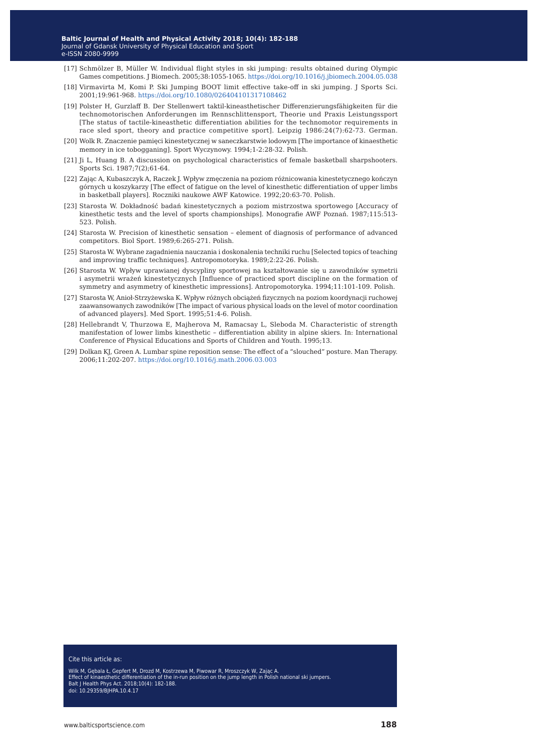[17] Schmölzer B, Müller W. Individual flight styles in ski jumping: results obtained during Olympic Games competitions. J Biomech. 2005;38:1055-1065. https://doi.org/10.1016/j.jbiomech.2004.05.038

[18] Virmavirta M, Komi P. Ski Jumping BOOT limit effective take-off in ski jumping. J Sports Sci. 2001;19:961-968. https://doi.org/10.1080/026404101317108462

[19] Polster H, Gurzlaff B. Der Stellenwert taktil-kineasthetischer Differenzierungsfähigkeiten für die technomotorischen Anforderungen im Rennschlittensport, Theorie und Praxis Leistungssport [The status of tactile-kineasthetic differentiation abilities for the technomotor requirements in race sled sport, theory and practice competitive sport]. Leipzig 1986:24(7):62-73. German.

[20] Wolk R. Znaczenie pamięci kinestetycznej w saneczkarstwie lodowym [The importance of kinaesthetic memory in ice tobogganing]. Sport Wyczynowy. 1994;1-2:28-32. Polish.

[21] Ji L, Huang B. A discussion on psychological characteristics of female basketball sharpshooters. Sports Sci. 1987;7(2);61-64.

[22] Zając A, Kubaszczyk A, Raczek J. Wpływ zmęczenia na poziom różnicowania kinestetycznego kończyn górnych u koszykarzy [The effect of fatigue on the level of kinesthetic differentiation of upper limbs in basketball players]. Roczniki naukowe AWF Katowice. 1992;20:63-70. Polish.

[23] Starosta W. Dokładność badań kinestetycznych a poziom mistrzostwa sportowego [Accuracy of kinesthetic tests and the level of sports championships]. Monografie AWF Poznań. 1987;115:513-523. Polish.

[24] Starosta W. Precision of kinesthetic sensation – element of diagnosis of performance of advanced competitors. Biol Sport. 1989;6:265-271. Polish.

[25] Starosta W. Wybrane zagadnienia nauczania i doskonalenia techniki ruchu [Selected topics of teaching and improving traffic techniques]. Antropomotoryka. 1989;2:22-26. Polish.

[26] Starosta W. Wpływ uprawianej dyscypliny sportowej na kształtowanie się u zawodników symetrii i asymetrii wrażeń kinestetycznych [Influence of practiced sport discipline on the formation of symmetry and asymmetry of kinesthetic impressions]. Antropomotoryka. 1994;11:101-109. Polish.

[27] Starosta W, Anioł-Strzyżewska K. Wpływ różnych obciążeń fizycznych na poziom koordynacji ruchowej zaawansowanych zawodników [The impact of various physical loads on the level of motor coordination of advanced players]. Med Sport. 1995;51:4-6. Polish.

[28] Hellebrandt V, Thurzowa E, Majherova M, Ramacsay L, Sleboda M. Characteristic of strength manifestation of lower limbs kinesthetic – differentiation ability in alpine skiers. In: International Conference of Physical Educations and Sports of Children and Youth. 1995;13.

[29] Dolkan KJ, Green A. Lumbar spine reposition sense: The effect of a "slouched" posture. Man Therapy. 2006;11:202-207. https://doi.org/10.1016/j.math.2006.03.003

Cite this article as:

Wilk M, Gębala Ł, Gepfert M, Drozd M, Kostrzewa M, Piwowar R, Mroszczyk W, Zając A.
Effect of kinaesthetic differentiation of the in-run position on the jump length in Polish national ski jumpers.
Balt J Health Phys Act. 2018;10(4): 182-188.
doi: 10.29359/BJHPA.10.4.17